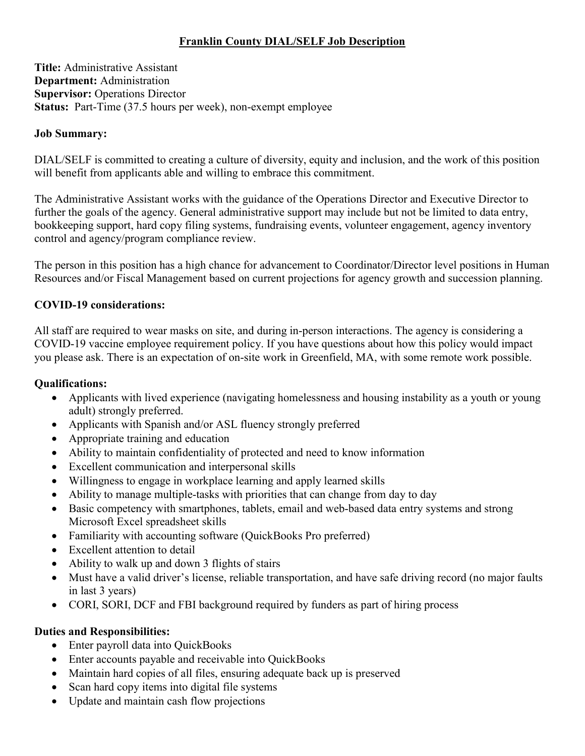# Franklin County DIAL/SELF Job Description

**Title:** Administrative Assistant
**Department:** Administration
**Supervisor:** Operations Director
**Status:** Part-Time (37.5 hours per week), non-exempt employee

## Job Summary:

DIAL/SELF is committed to creating a culture of diversity, equity and inclusion, and the work of this position will benefit from applicants able and willing to embrace this commitment.

The Administrative Assistant works with the guidance of the Operations Director and Executive Director to further the goals of the agency. General administrative support may include but not be limited to data entry, bookkeeping support, hard copy filing systems, fundraising events, volunteer engagement, agency inventory control and agency/program compliance review.

The person in this position has a high chance for advancement to Coordinator/Director level positions in Human Resources and/or Fiscal Management based on current projections for agency growth and succession planning.

## COVID-19 considerations:

All staff are required to wear masks on site, and during in-person interactions. The agency is considering a COVID-19 vaccine employee requirement policy. If you have questions about how this policy would impact you please ask. There is an expectation of on-site work in Greenfield, MA, with some remote work possible.

## Qualifications:

- Applicants with lived experience (navigating homelessness and housing instability as a youth or young adult) strongly preferred.
- Applicants with Spanish and/or ASL fluency strongly preferred
- Appropriate training and education
- Ability to maintain confidentiality of protected and need to know information
- Excellent communication and interpersonal skills
- Willingness to engage in workplace learning and apply learned skills
- Ability to manage multiple-tasks with priorities that can change from day to day
- Basic competency with smartphones, tablets, email and web-based data entry systems and strong Microsoft Excel spreadsheet skills
- Familiarity with accounting software (QuickBooks Pro preferred)
- Excellent attention to detail
- Ability to walk up and down 3 flights of stairs
- Must have a valid driver's license, reliable transportation, and have safe driving record (no major faults in last 3 years)
- CORI, SORI, DCF and FBI background required by funders as part of hiring process

## Duties and Responsibilities:

- Enter payroll data into QuickBooks
- Enter accounts payable and receivable into QuickBooks
- Maintain hard copies of all files, ensuring adequate back up is preserved
- Scan hard copy items into digital file systems
- Update and maintain cash flow projections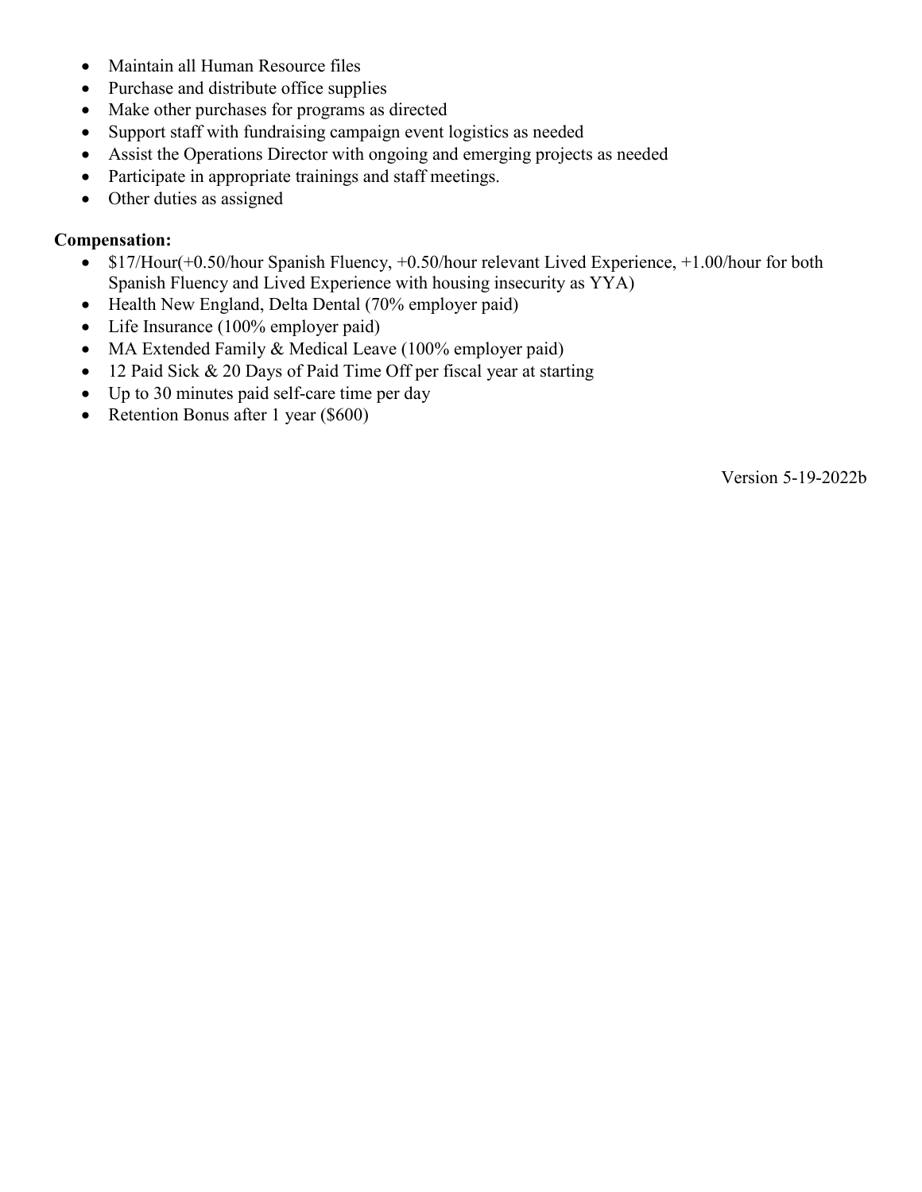- Maintain all Human Resource files
- Purchase and distribute office supplies
- Make other purchases for programs as directed
- Support staff with fundraising campaign event logistics as needed
- Assist the Operations Director with ongoing and emerging projects as needed
- Participate in appropriate trainings and staff meetings.
- Other duties as assigned

**Compensation:**

- $17/Hour(+0.50/hour Spanish Fluency, +0.50/hour relevant Lived Experience, +1.00/hour for both Spanish Fluency and Lived Experience with housing insecurity as YYA)
- Health New England, Delta Dental (70% employer paid)
- Life Insurance (100% employer paid)
- MA Extended Family & Medical Leave (100% employer paid)
- 12 Paid Sick & 20 Days of Paid Time Off per fiscal year at starting
- Up to 30 minutes paid self-care time per day
- Retention Bonus after 1 year ($600)

Version 5-19-2022b